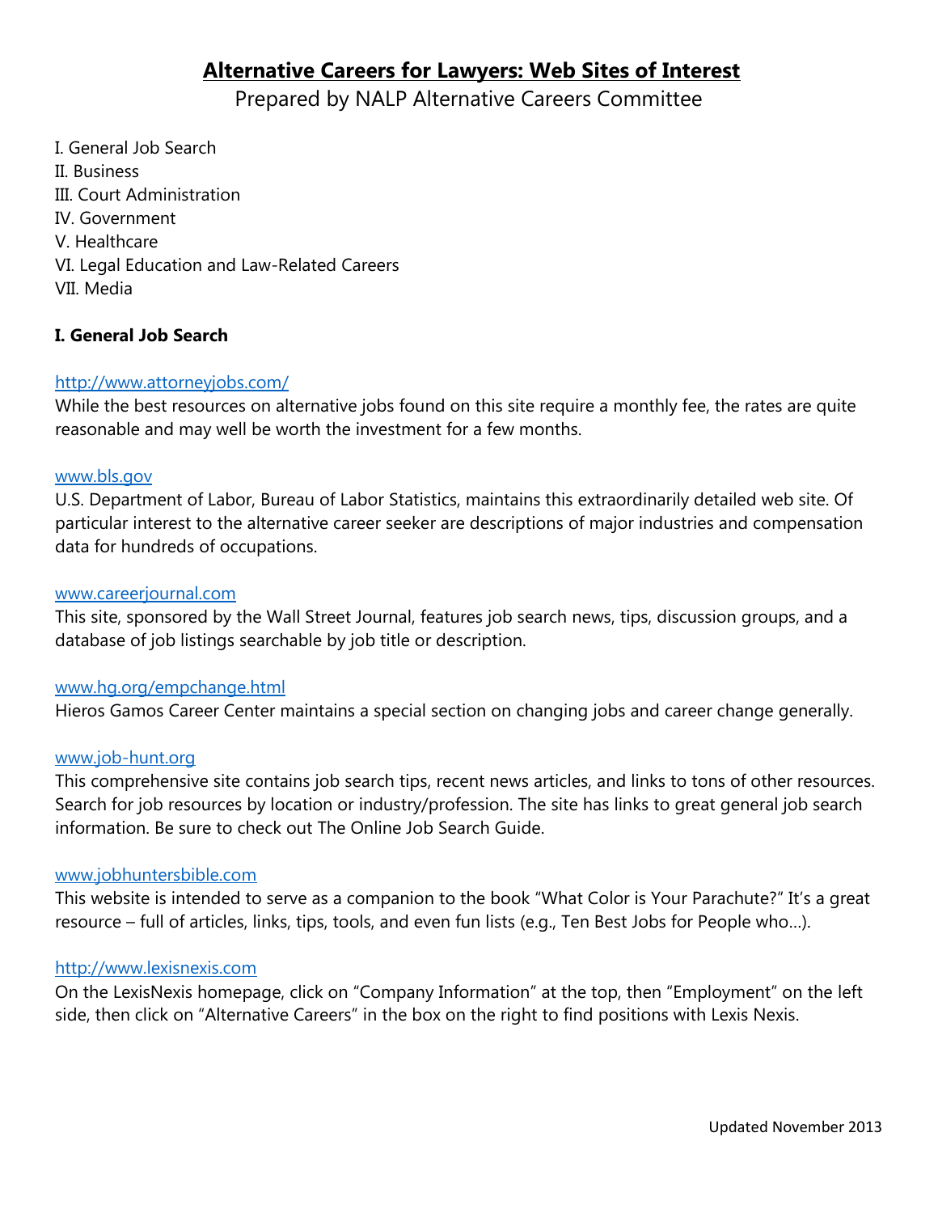# Alternative Careers for Lawyers: Web Sites of Interest

Prepared by NALP Alternative Careers Committee

I. General Job Search
II. Business
III. Court Administration
IV. Government
V. Healthcare
VI. Legal Education and Law-Related Careers
VII. Media

## I. General Job Search

[http://www.attorneyjobs.com/](http://www.attorneyjobs.com/)
While the best resources on alternative jobs found on this site require a monthly fee, the rates are quite reasonable and may well be worth the investment for a few months.

[www.bls.gov](www.bls.gov)
U.S. Department of Labor, Bureau of Labor Statistics, maintains this extraordinarily detailed web site. Of particular interest to the alternative career seeker are descriptions of major industries and compensation data for hundreds of occupations.

[www.careerjournal.com](www.careerjournal.com)
This site, sponsored by the Wall Street Journal, features job search news, tips, discussion groups, and a database of job listings searchable by job title or description.

[www.hg.org/empchange.html](www.hg.org/empchange.html)
Hieros Gamos Career Center maintains a special section on changing jobs and career change generally.

[www.job-hunt.org](www.job-hunt.org)
This comprehensive site contains job search tips, recent news articles, and links to tons of other resources. Search for job resources by location or industry/profession. The site has links to great general job search information. Be sure to check out The Online Job Search Guide.

[www.jobhuntersbible.com](www.jobhuntersbible.com)
This website is intended to serve as a companion to the book "What Color is Your Parachute?" It's a great resource – full of articles, links, tips, tools, and even fun lists (e.g., Ten Best Jobs for People who…).

[http://www.lexisnexis.com](http://www.lexisnexis.com)
On the LexisNexis homepage, click on "Company Information" at the top, then "Employment" on the left side, then click on "Alternative Careers" in the box on the right to find positions with Lexis Nexis.

Updated November 2013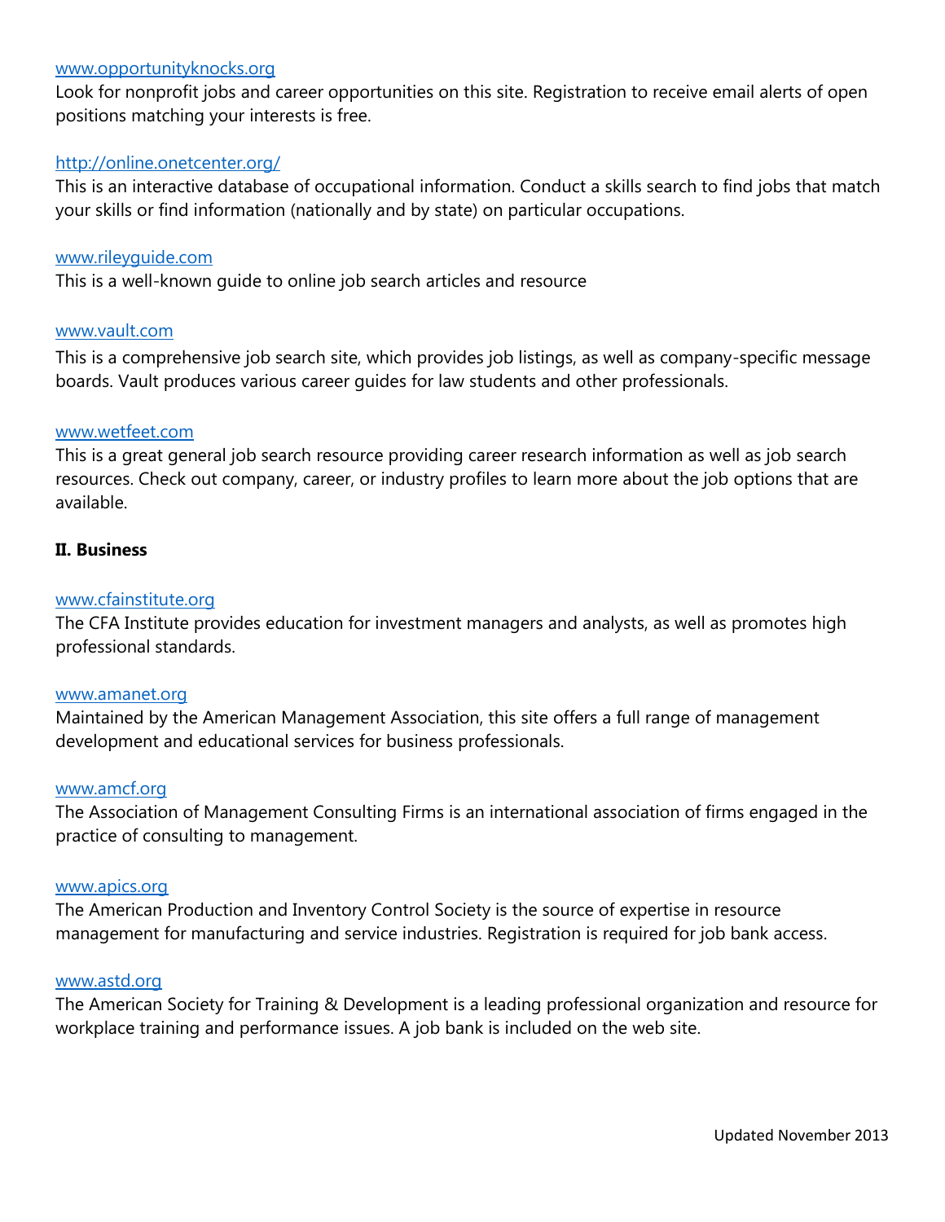www.opportunityknocks.org
Look for nonprofit jobs and career opportunities on this site. Registration to receive email alerts of open positions matching your interests is free.

http://online.onetcenter.org/
This is an interactive database of occupational information. Conduct a skills search to find jobs that match your skills or find information (nationally and by state) on particular occupations.

www.rileyguide.com
This is a well-known guide to online job search articles and resource

www.vault.com
This is a comprehensive job search site, which provides job listings, as well as company-specific message boards. Vault produces various career guides for law students and other professionals.

www.wetfeet.com
This is a great general job search resource providing career research information as well as job search resources. Check out company, career, or industry profiles to learn more about the job options that are available.

**II. Business**

www.cfainstitute.org
The CFA Institute provides education for investment managers and analysts, as well as promotes high professional standards.

www.amanet.org
Maintained by the American Management Association, this site offers a full range of management development and educational services for business professionals.

www.amcf.org
The Association of Management Consulting Firms is an international association of firms engaged in the practice of consulting to management.

www.apics.org
The American Production and Inventory Control Society is the source of expertise in resource management for manufacturing and service industries. Registration is required for job bank access.

www.astd.org
The American Society for Training & Development is a leading professional organization and resource for workplace training and performance issues. A job bank is included on the web site.

Updated November 2013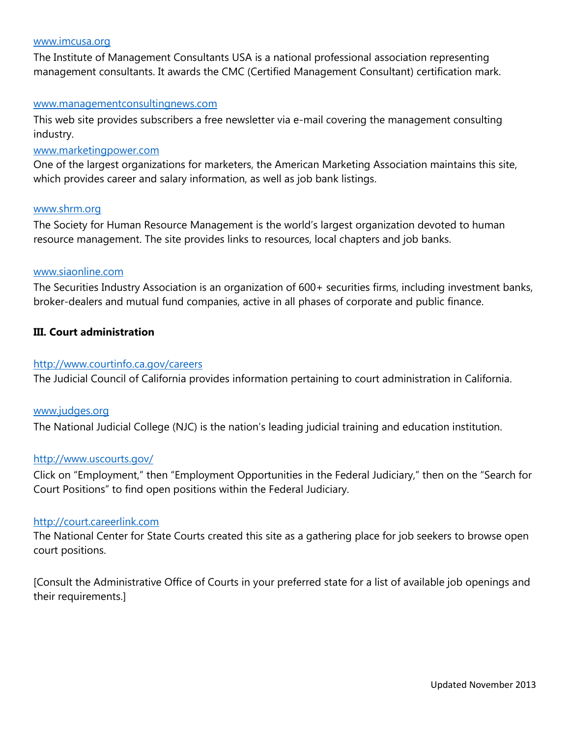[www.imcusa.org](http://www.imcusa.org)

The Institute of Management Consultants USA is a national professional association representing management consultants. It awards the CMC (Certified Management Consultant) certification mark.

[www.managementconsultingnews.com](http://www.managementconsultingnews.com)

This web site provides subscribers a free newsletter via e-mail covering the management consulting industry.

[www.marketingpower.com](http://www.marketingpower.com)

One of the largest organizations for marketers, the American Marketing Association maintains this site, which provides career and salary information, as well as job bank listings.

[www.shrm.org](http://www.shrm.org)

The Society for Human Resource Management is the world's largest organization devoted to human resource management. The site provides links to resources, local chapters and job banks.

[www.siaonline.com](http://www.siaonline.com)

The Securities Industry Association is an organization of 600+ securities firms, including investment banks, broker-dealers and mutual fund companies, active in all phases of corporate and public finance.

**III. Court administration**

[http://www.courtinfo.ca.gov/careers](http://www.courtinfo.ca.gov/careers)

The Judicial Council of California provides information pertaining to court administration in California.

[www.judges.org](http://www.judges.org)

The National Judicial College (NJC) is the nation's leading judicial training and education institution.

[http://www.uscourts.gov/](http://www.uscourts.gov/)

Click on "Employment," then "Employment Opportunities in the Federal Judiciary," then on the "Search for Court Positions" to find open positions within the Federal Judiciary.

[http://court.careerlink.com](http://court.careerlink.com)

The National Center for State Courts created this site as a gathering place for job seekers to browse open court positions.

[Consult the Administrative Office of Courts in your preferred state for a list of available job openings and their requirements.]

Updated November 2013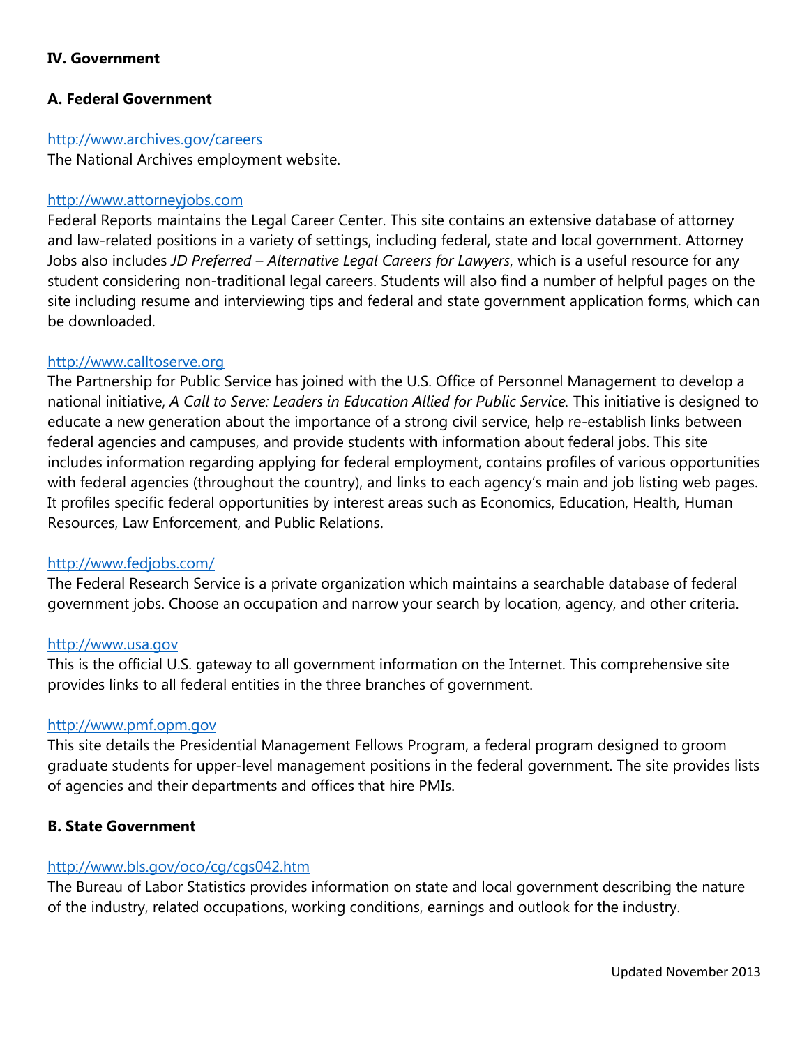## IV. Government

### A. Federal Government

http://www.archives.gov/careers
The National Archives employment website.

http://www.attorneyjobs.com
Federal Reports maintains the Legal Career Center. This site contains an extensive database of attorney and law-related positions in a variety of settings, including federal, state and local government. Attorney Jobs also includes *JD Preferred – Alternative Legal Careers for Lawyers*, which is a useful resource for any student considering non-traditional legal careers. Students will also find a number of helpful pages on the site including resume and interviewing tips and federal and state government application forms, which can be downloaded.

http://www.calltoserve.org
The Partnership for Public Service has joined with the U.S. Office of Personnel Management to develop a national initiative, *A Call to Serve: Leaders in Education Allied for Public Service.* This initiative is designed to educate a new generation about the importance of a strong civil service, help re-establish links between federal agencies and campuses, and provide students with information about federal jobs. This site includes information regarding applying for federal employment, contains profiles of various opportunities with federal agencies (throughout the country), and links to each agency's main and job listing web pages. It profiles specific federal opportunities by interest areas such as Economics, Education, Health, Human Resources, Law Enforcement, and Public Relations.

http://www.fedjobs.com/
The Federal Research Service is a private organization which maintains a searchable database of federal government jobs. Choose an occupation and narrow your search by location, agency, and other criteria.

http://www.usa.gov
This is the official U.S. gateway to all government information on the Internet. This comprehensive site provides links to all federal entities in the three branches of government.

http://www.pmf.opm.gov
This site details the Presidential Management Fellows Program, a federal program designed to groom graduate students for upper-level management positions in the federal government. The site provides lists of agencies and their departments and offices that hire PMIs.

### B. State Government

http://www.bls.gov/oco/cg/cgs042.htm
The Bureau of Labor Statistics provides information on state and local government describing the nature of the industry, related occupations, working conditions, earnings and outlook for the industry.

Updated November 2013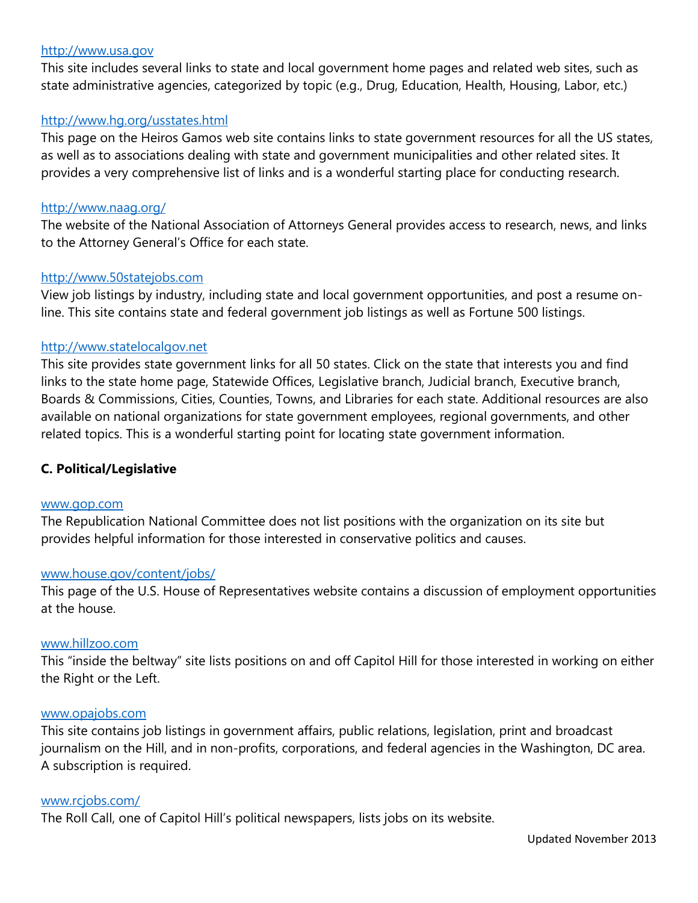[http://www.usa.gov](http://www.usa.gov)
This site includes several links to state and local government home pages and related web sites, such as state administrative agencies, categorized by topic (e.g., Drug, Education, Health, Housing, Labor, etc.)

[http://www.hg.org/usstates.html](http://www.hg.org/usstates.html)
This page on the Heiros Gamos web site contains links to state government resources for all the US states, as well as to associations dealing with state and government municipalities and other related sites. It provides a very comprehensive list of links and is a wonderful starting place for conducting research.

[http://www.naag.org/](http://www.naag.org/)
The website of the National Association of Attorneys General provides access to research, news, and links to the Attorney General's Office for each state.

[http://www.50statejobs.com](http://www.50statejobs.com)
View job listings by industry, including state and local government opportunities, and post a resume on-line. This site contains state and federal government job listings as well as Fortune 500 listings.

[http://www.statelocalgov.net](http://www.statelocalgov.net)
This site provides state government links for all 50 states. Click on the state that interests you and find links to the state home page, Statewide Offices, Legislative branch, Judicial branch, Executive branch, Boards & Commissions, Cities, Counties, Towns, and Libraries for each state. Additional resources are also available on national organizations for state government employees, regional governments, and other related topics. This is a wonderful starting point for locating state government information.

**C. Political/Legislative**

[www.gop.com](http://www.gop.com)
The Republication National Committee does not list positions with the organization on its site but provides helpful information for those interested in conservative politics and causes.

[www.house.gov/content/jobs/](http://www.house.gov/content/jobs/)
This page of the U.S. House of Representatives website contains a discussion of employment opportunities at the house.

[www.hillzoo.com](http://www.hillzoo.com)
This "inside the beltway" site lists positions on and off Capitol Hill for those interested in working on either the Right or the Left.

[www.opajobs.com](http://www.opajobs.com)
This site contains job listings in government affairs, public relations, legislation, print and broadcast journalism on the Hill, and in non-profits, corporations, and federal agencies in the Washington, DC area. A subscription is required.

[www.rcjobs.com/](http://www.rcjobs.com/)
The Roll Call, one of Capitol Hill's political newspapers, lists jobs on its website.

Updated November 2013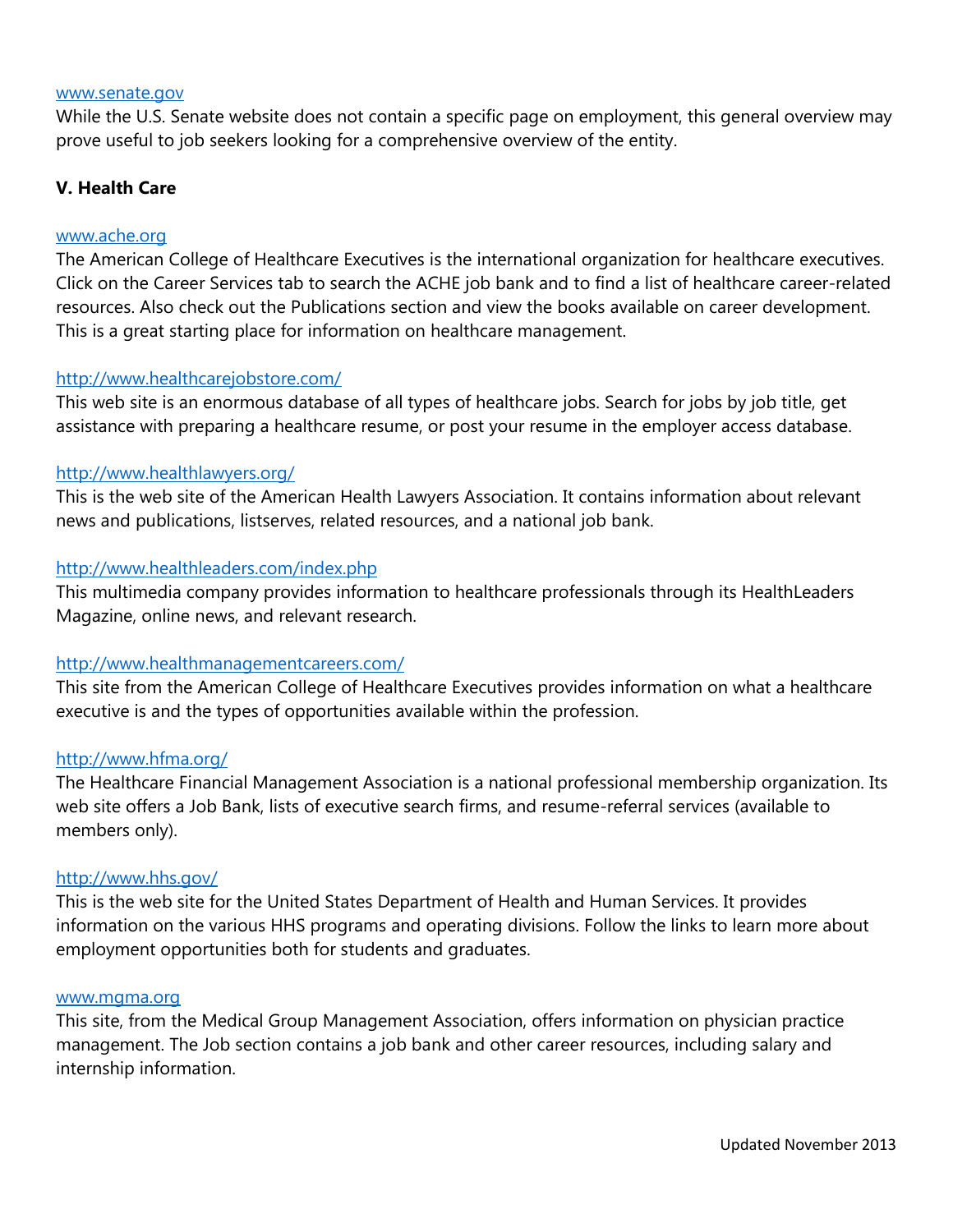[www.senate.gov](http://www.senate.gov)
While the U.S. Senate website does not contain a specific page on employment, this general overview may prove useful to job seekers looking for a comprehensive overview of the entity.

**V. Health Care**

[www.ache.org](http://www.ache.org)
The American College of Healthcare Executives is the international organization for healthcare executives. Click on the Career Services tab to search the ACHE job bank and to find a list of healthcare career-related resources. Also check out the Publications section and view the books available on career development. This is a great starting place for information on healthcare management.

[http://www.healthcarejobstore.com/](http://www.healthcarejobstore.com/)
This web site is an enormous database of all types of healthcare jobs. Search for jobs by job title, get assistance with preparing a healthcare resume, or post your resume in the employer access database.

[http://www.healthlawyers.org/](http://www.healthlawyers.org/)
This is the web site of the American Health Lawyers Association. It contains information about relevant news and publications, listserves, related resources, and a national job bank.

[http://www.healthleaders.com/index.php](http://www.healthleaders.com/index.php)
This multimedia company provides information to healthcare professionals through its HealthLeaders Magazine, online news, and relevant research.

[http://www.healthmanagementcareers.com/](http://www.healthmanagementcareers.com/)
This site from the American College of Healthcare Executives provides information on what a healthcare executive is and the types of opportunities available within the profession.

[http://www.hfma.org/](http://www.hfma.org/)
The Healthcare Financial Management Association is a national professional membership organization. Its web site offers a Job Bank, lists of executive search firms, and resume-referral services (available to members only).

[http://www.hhs.gov/](http://www.hhs.gov/)
This is the web site for the United States Department of Health and Human Services. It provides information on the various HHS programs and operating divisions. Follow the links to learn more about employment opportunities both for students and graduates.

[www.mgma.org](http://www.mgma.org)
This site, from the Medical Group Management Association, offers information on physician practice management. The Job section contains a job bank and other career resources, including salary and internship information.

Updated November 2013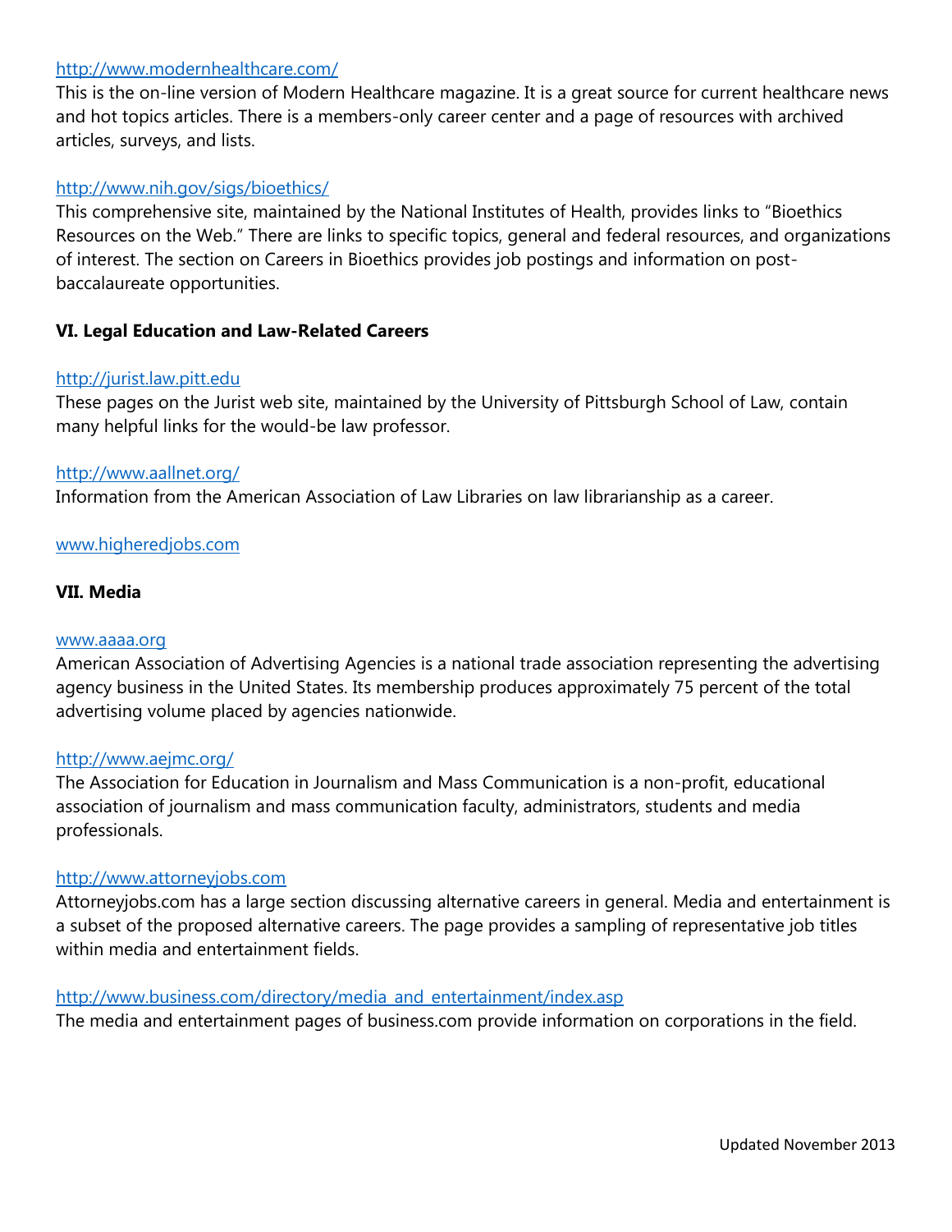http://www.modernhealthcare.com/

This is the on-line version of Modern Healthcare magazine. It is a great source for current healthcare news and hot topics articles. There is a members-only career center and a page of resources with archived articles, surveys, and lists.

http://www.nih.gov/sigs/bioethics/

This comprehensive site, maintained by the National Institutes of Health, provides links to "Bioethics Resources on the Web." There are links to specific topics, general and federal resources, and organizations of interest. The section on Careers in Bioethics provides job postings and information on post-baccalaureate opportunities.

**VI. Legal Education and Law-Related Careers**

http://jurist.law.pitt.edu

These pages on the Jurist web site, maintained by the University of Pittsburgh School of Law, contain many helpful links for the would-be law professor.

http://www.aallnet.org/

Information from the American Association of Law Libraries on law librarianship as a career.

www.higheredjobs.com

**VII. Media**

www.aaaa.org

American Association of Advertising Agencies is a national trade association representing the advertising agency business in the United States. Its membership produces approximately 75 percent of the total advertising volume placed by agencies nationwide.

http://www.aejmc.org/

The Association for Education in Journalism and Mass Communication is a non-profit, educational association of journalism and mass communication faculty, administrators, students and media professionals.

http://www.attorneyjobs.com

Attorneyjobs.com has a large section discussing alternative careers in general. Media and entertainment is a subset of the proposed alternative careers. The page provides a sampling of representative job titles within media and entertainment fields.

http://www.business.com/directory/media_and_entertainment/index.asp

The media and entertainment pages of business.com provide information on corporations in the field.

Updated November 2013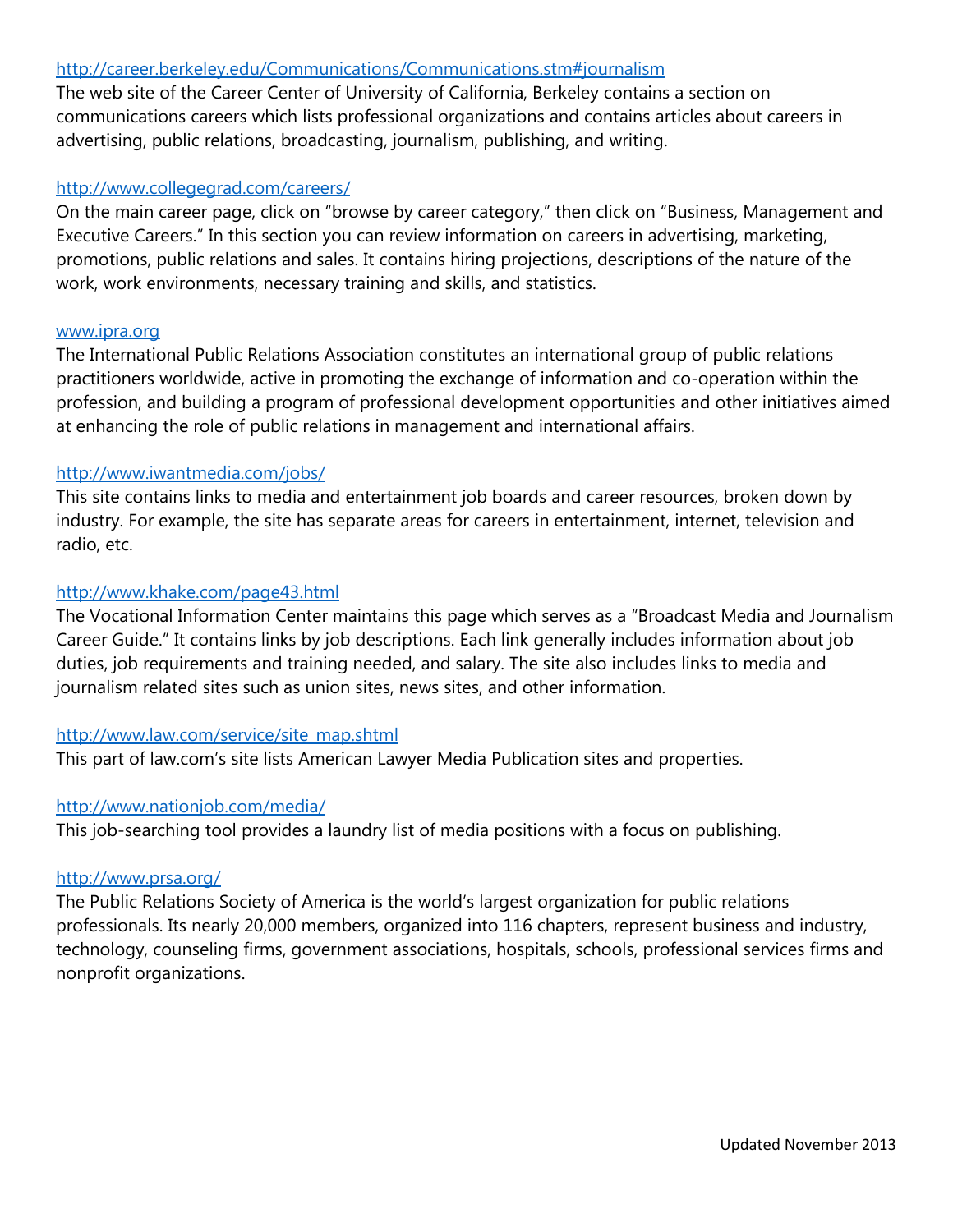http://career.berkeley.edu/Communications/Communications.stm#journalism
The web site of the Career Center of University of California, Berkeley contains a section on communications careers which lists professional organizations and contains articles about careers in advertising, public relations, broadcasting, journalism, publishing, and writing.

http://www.collegegrad.com/careers/
On the main career page, click on "browse by career category," then click on "Business, Management and Executive Careers." In this section you can review information on careers in advertising, marketing, promotions, public relations and sales. It contains hiring projections, descriptions of the nature of the work, work environments, necessary training and skills, and statistics.

www.ipra.org
The International Public Relations Association constitutes an international group of public relations practitioners worldwide, active in promoting the exchange of information and co-operation within the profession, and building a program of professional development opportunities and other initiatives aimed at enhancing the role of public relations in management and international affairs.

http://www.iwantmedia.com/jobs/
This site contains links to media and entertainment job boards and career resources, broken down by industry. For example, the site has separate areas for careers in entertainment, internet, television and radio, etc.

http://www.khake.com/page43.html
The Vocational Information Center maintains this page which serves as a "Broadcast Media and Journalism Career Guide." It contains links by job descriptions. Each link generally includes information about job duties, job requirements and training needed, and salary. The site also includes links to media and journalism related sites such as union sites, news sites, and other information.

http://www.law.com/service/site_map.shtml
This part of law.com's site lists American Lawyer Media Publication sites and properties.

http://www.nationjob.com/media/
This job-searching tool provides a laundry list of media positions with a focus on publishing.

http://www.prsa.org/
The Public Relations Society of America is the world's largest organization for public relations professionals. Its nearly 20,000 members, organized into 116 chapters, represent business and industry, technology, counseling firms, government associations, hospitals, schools, professional services firms and nonprofit organizations.

Updated November 2013